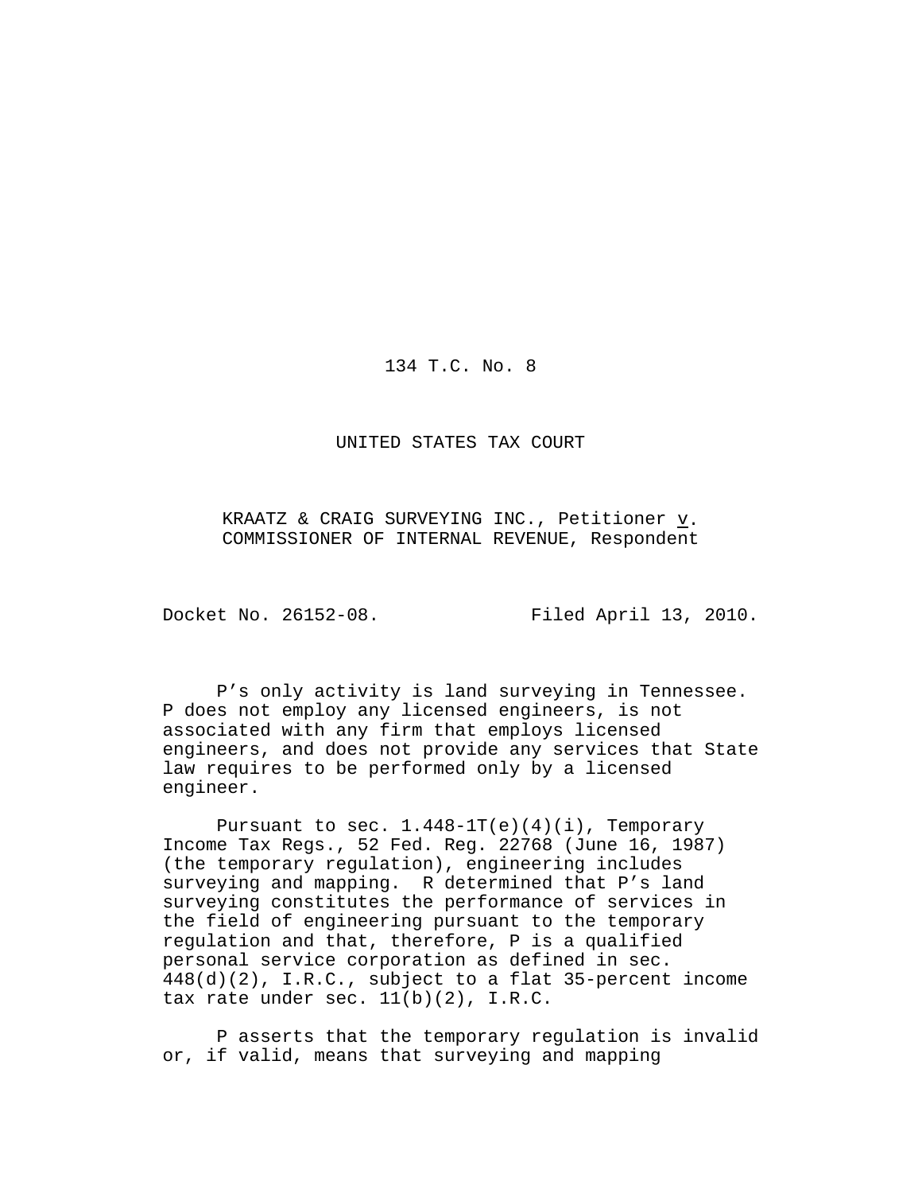134 T.C. No. 8

UNITED STATES TAX COURT

KRAATZ & CRAIG SURVEYING INC., Petitioner v. COMMISSIONER OF INTERNAL REVENUE, Respondent

Docket No. 26152-08. Filed April 13, 2010.

P's only activity is land surveying in Tennessee. P does not employ any licensed engineers, is not associated with any firm that employs licensed engineers, and does not provide any services that State law requires to be performed only by a licensed engineer.

Pursuant to sec. 1.448-1T(e)(4)(i), Temporary Income Tax Regs., 52 Fed. Reg. 22768 (June 16, 1987) (the temporary regulation), engineering includes surveying and mapping. R determined that P's land surveying constitutes the performance of services in the field of engineering pursuant to the temporary regulation and that, therefore, P is a qualified personal service corporation as defined in sec. 448(d)(2), I.R.C., subject to a flat 35-percent income tax rate under sec. 11(b)(2), I.R.C.

P asserts that the temporary regulation is invalid or, if valid, means that surveying and mapping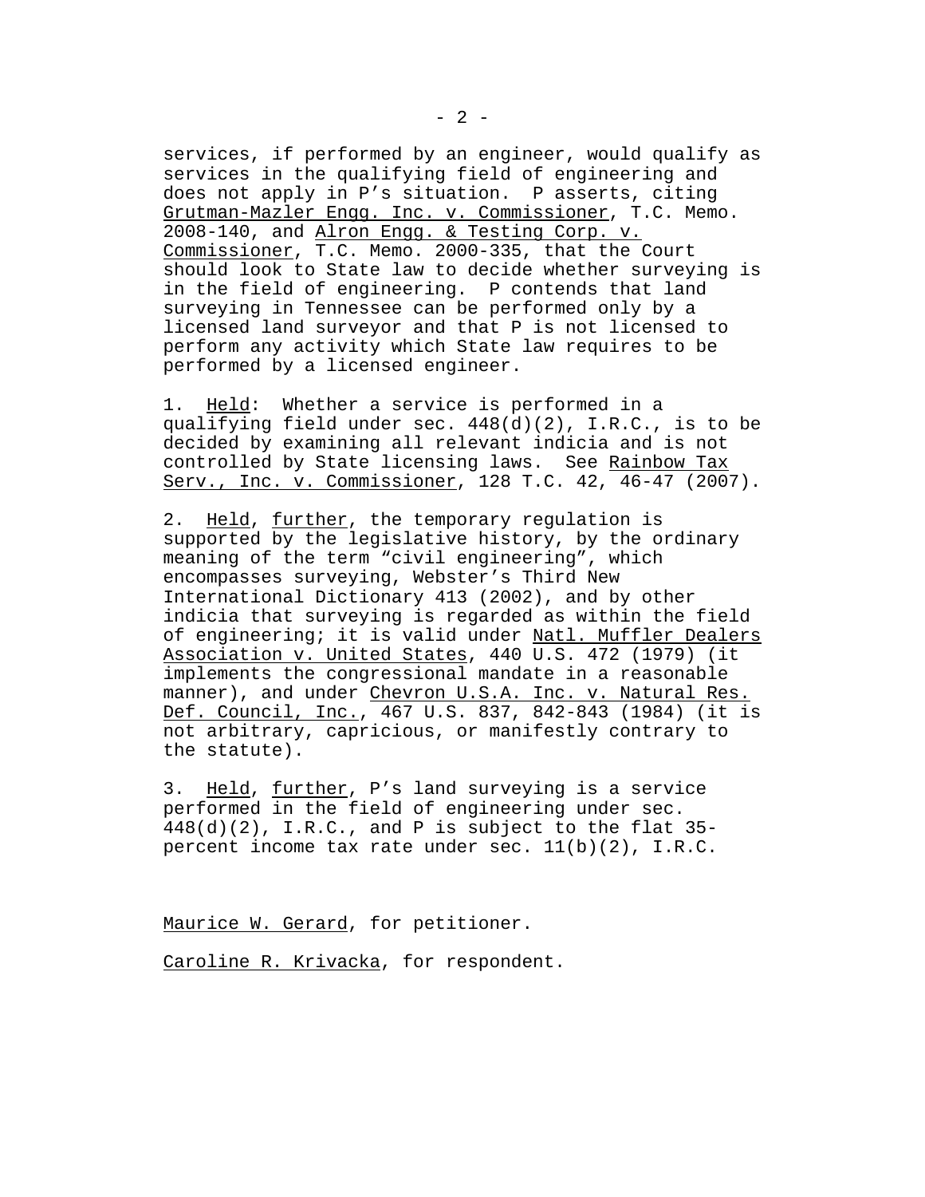services, if performed by an engineer, would qualify as services in the qualifying field of engineering and does not apply in P's situation. P asserts, citing Grutman-Mazler Engg. Inc. v. Commissioner, T.C. Memo. 2008-140, and Alron Engg. & Testing Corp. v. Commissioner, T.C. Memo. 2000-335, that the Court should look to State law to decide whether surveying is in the field of engineering. P contends that land surveying in Tennessee can be performed only by a licensed land surveyor and that P is not licensed to perform any activity which State law requires to be performed by a licensed engineer.

1. Held: Whether a service is performed in a qualifying field under sec. 448(d)(2), I.R.C., is to be decided by examining all relevant indicia and is not controlled by State licensing laws. See Rainbow Tax Serv., Inc. v. Commissioner, 128 T.C. 42, 46-47 (2007).

2. Held, further, the temporary regulation is supported by the legislative history, by the ordinary meaning of the term "civil engineering", which encompasses surveying, Webster's Third New International Dictionary 413 (2002), and by other indicia that surveying is regarded as within the field of engineering; it is valid under Natl. Muffler Dealers Association v. United States, 440 U.S. 472 (1979) (it implements the congressional mandate in a reasonable manner), and under Chevron U.S.A. Inc. v. Natural Res. Def. Council, Inc., 467 U.S. 837, 842-843 (1984) (it is not arbitrary, capricious, or manifestly contrary to the statute).

3. Held, further, P's land surveying is a service performed in the field of engineering under sec. 448(d)(2), I.R.C., and P is subject to the flat 35-percent income tax rate under sec. 11(b)(2), I.R.C.

Maurice W. Gerard, for petitioner.

Caroline R. Krivacka, for respondent.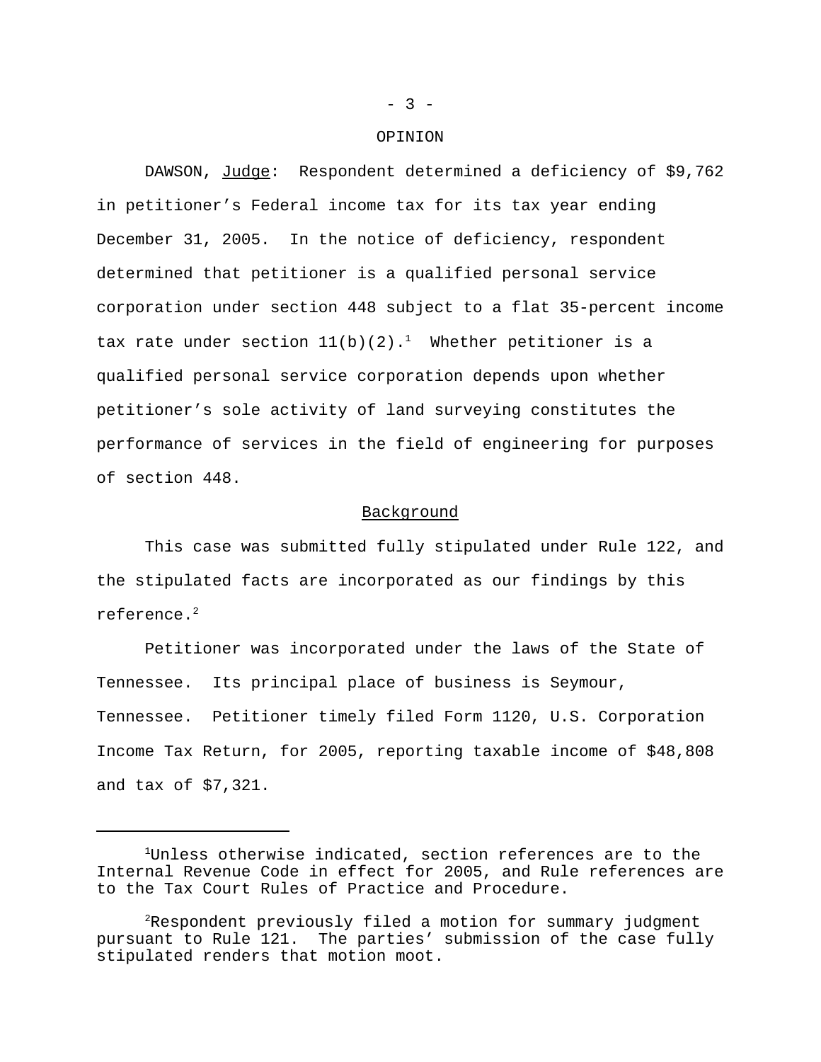# OPINION

DAWSON, Judge: Respondent determined a deficiency of $9,762 in petitioner's Federal income tax for its tax year ending December 31, 2005. In the notice of deficiency, respondent determined that petitioner is a qualified personal service corporation under section 448 subject to a flat 35-percent income tax rate under section 11(b)(2).[1] Whether petitioner is a qualified personal service corporation depends upon whether petitioner's sole activity of land surveying constitutes the performance of services in the field of engineering for purposes of section 448.

## Background

This case was submitted fully stipulated under Rule 122, and the stipulated facts are incorporated as our findings by this reference.[2]

Petitioner was incorporated under the laws of the State of Tennessee. Its principal place of business is Seymour, Tennessee. Petitioner timely filed Form 1120, U.S. Corporation Income Tax Return, for 2005, reporting taxable income of $48,808 and tax of $7,321.

---

[1]Unless otherwise indicated, section references are to the Internal Revenue Code in effect for 2005, and Rule references are to the Tax Court Rules of Practice and Procedure.

[2]Respondent previously filed a motion for summary judgment pursuant to Rule 121. The parties' submission of the case fully stipulated renders that motion moot.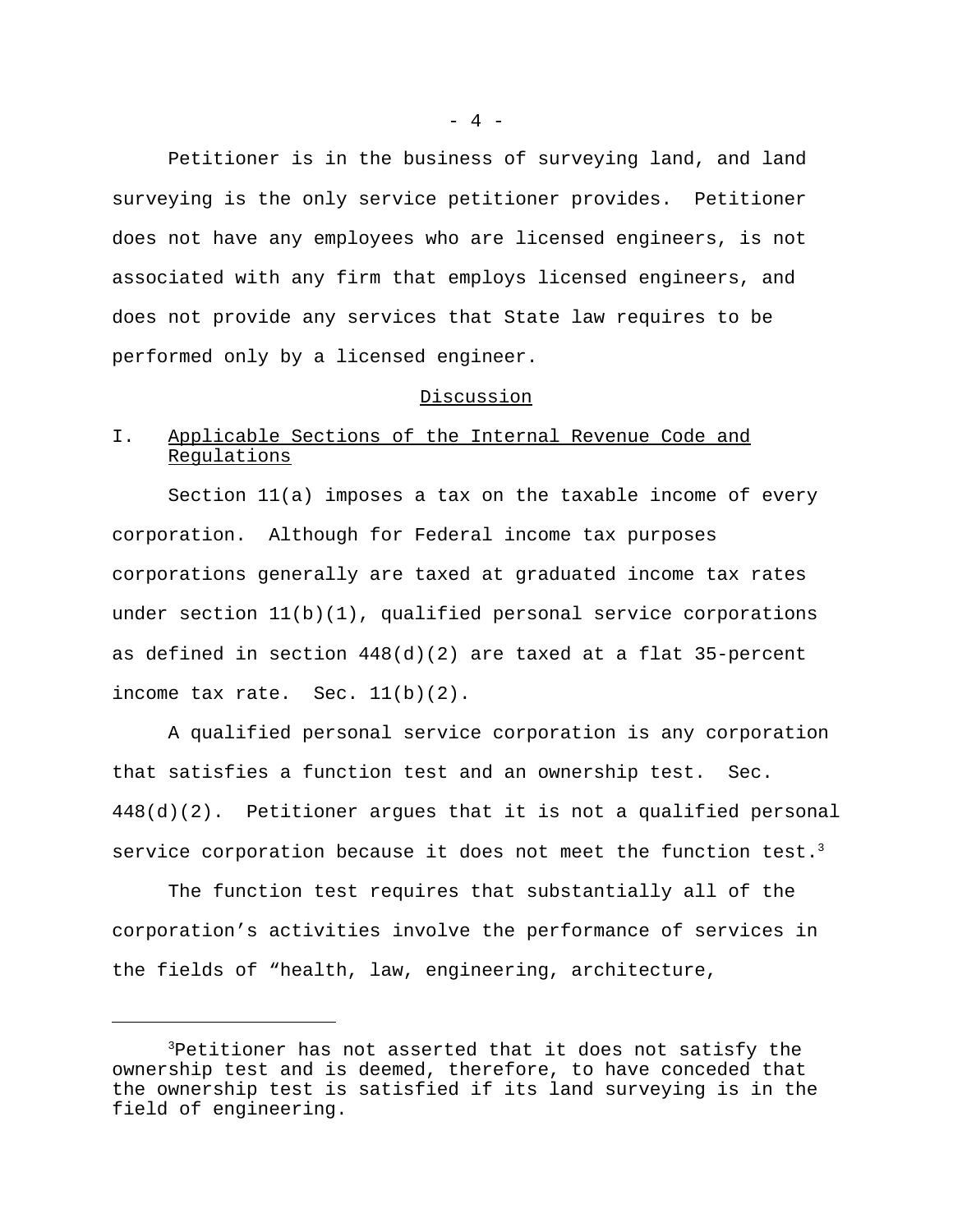Petitioner is in the business of surveying land, and land surveying is the only service petitioner provides. Petitioner does not have any employees who are licensed engineers, is not associated with any firm that employs licensed engineers, and does not provide any services that State law requires to be performed only by a licensed engineer.

## Discussion

### I. Applicable Sections of the Internal Revenue Code and Regulations

Section 11(a) imposes a tax on the taxable income of every corporation. Although for Federal income tax purposes corporations generally are taxed at graduated income tax rates under section 11(b)(1), qualified personal service corporations as defined in section 448(d)(2) are taxed at a flat 35-percent income tax rate. Sec. 11(b)(2).

A qualified personal service corporation is any corporation that satisfies a function test and an ownership test. Sec. 448(d)(2). Petitioner argues that it is not a qualified personal service corporation because it does not meet the function test.[3]

The function test requires that substantially all of the corporation's activities involve the performance of services in the fields of "health, law, engineering, architecture,

---

[3]Petitioner has not asserted that it does not satisfy the ownership test and is deemed, therefore, to have conceded that the ownership test is satisfied if its land surveying is in the field of engineering.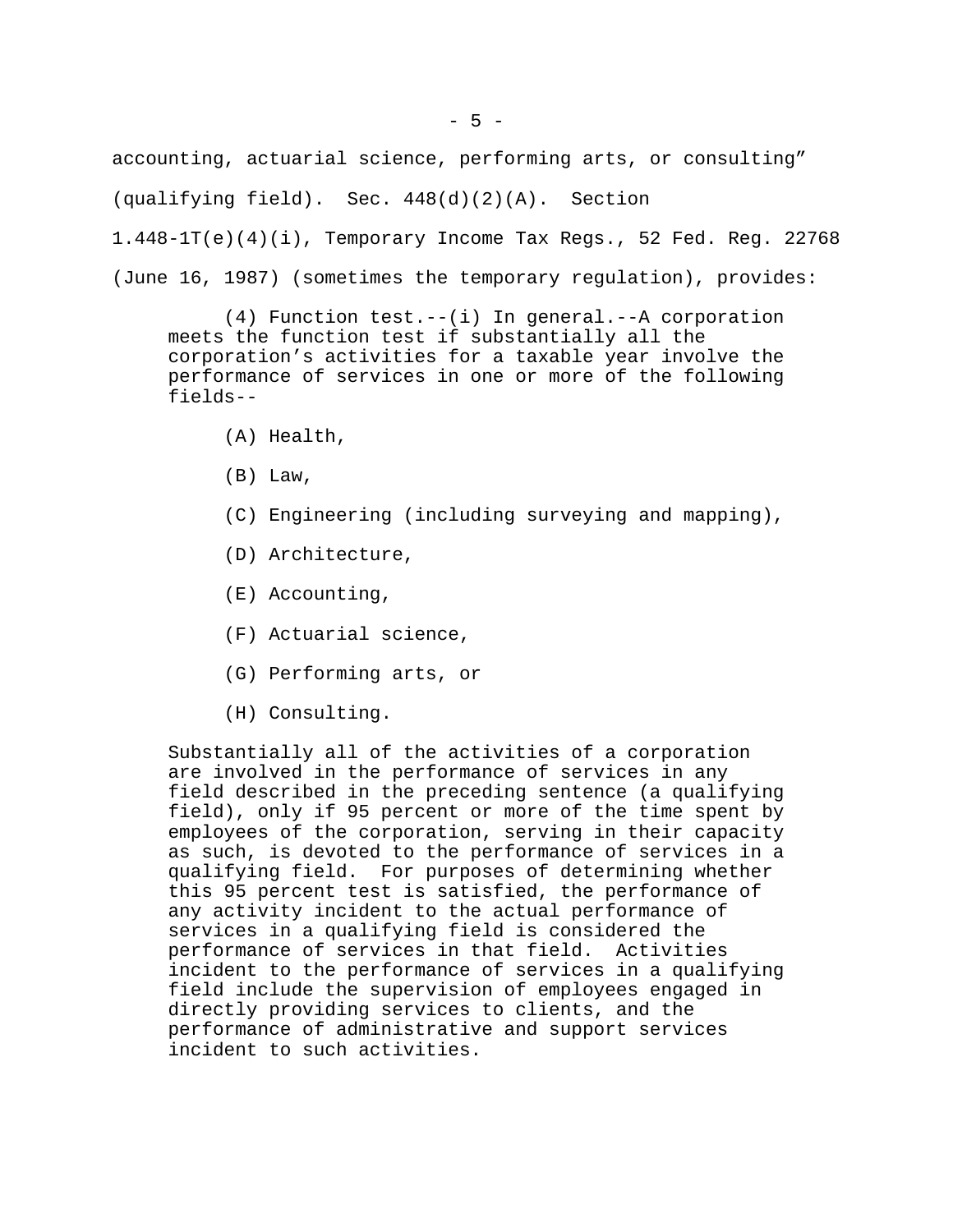accounting, actuarial science, performing arts, or consulting" (qualifying field). Sec. 448(d)(2)(A). Section 1.448-1T(e)(4)(i), Temporary Income Tax Regs., 52 Fed. Reg. 22768 (June 16, 1987) (sometimes the temporary regulation), provides:

> (4) Function test.--(i) In general.--A corporation meets the function test if substantially all the corporation's activities for a taxable year involve the performance of services in one or more of the following fields--
>
> (A) Health,
>
> (B) Law,
>
> (C) Engineering (including surveying and mapping),
>
> (D) Architecture,
>
> (E) Accounting,
>
> (F) Actuarial science,
>
> (G) Performing arts, or
>
> (H) Consulting.
>
> Substantially all of the activities of a corporation are involved in the performance of services in any field described in the preceding sentence (a qualifying field), only if 95 percent or more of the time spent by employees of the corporation, serving in their capacity as such, is devoted to the performance of services in a qualifying field. For purposes of determining whether this 95 percent test is satisfied, the performance of any activity incident to the actual performance of services in a qualifying field is considered the performance of services in that field. Activities incident to the performance of services in a qualifying field include the supervision of employees engaged in directly providing services to clients, and the performance of administrative and support services incident to such activities.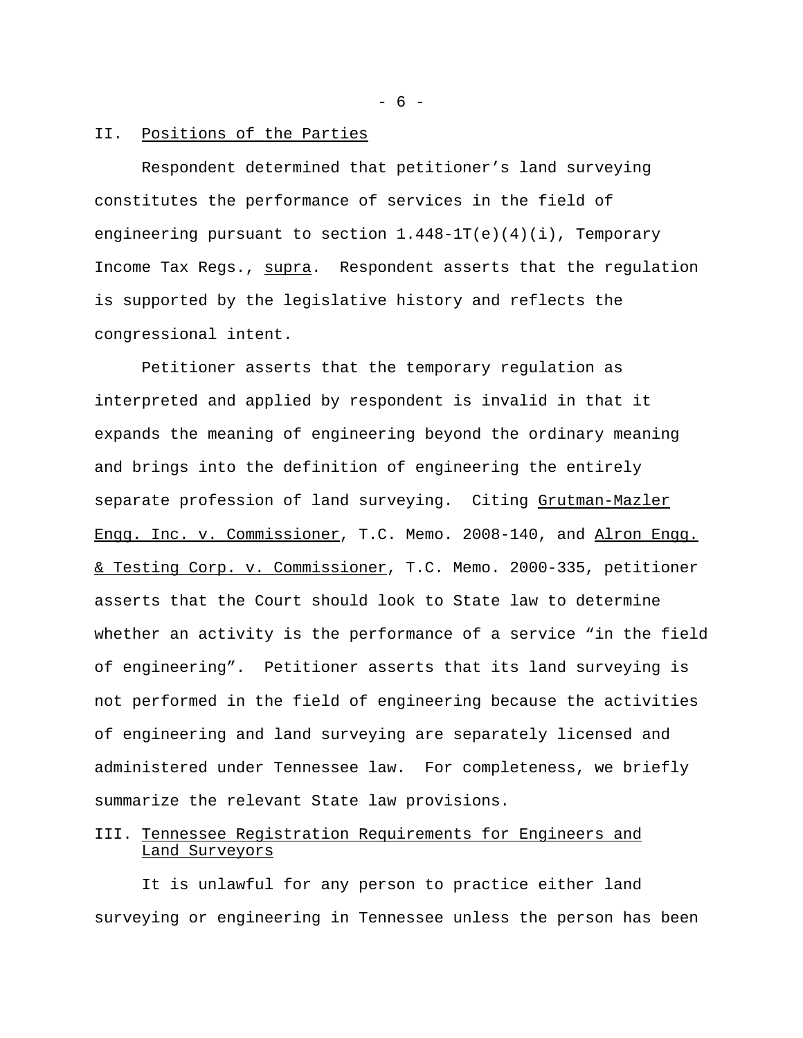## II. Positions of the Parties

Respondent determined that petitioner's land surveying constitutes the performance of services in the field of engineering pursuant to section 1.448-1T(e)(4)(i), Temporary Income Tax Regs., supra. Respondent asserts that the regulation is supported by the legislative history and reflects the congressional intent.

Petitioner asserts that the temporary regulation as interpreted and applied by respondent is invalid in that it expands the meaning of engineering beyond the ordinary meaning and brings into the definition of engineering the entirely separate profession of land surveying. Citing Grutman-Mazler Engg. Inc. v. Commissioner, T.C. Memo. 2008-140, and Alron Engg. & Testing Corp. v. Commissioner, T.C. Memo. 2000-335, petitioner asserts that the Court should look to State law to determine whether an activity is the performance of a service "in the field of engineering". Petitioner asserts that its land surveying is not performed in the field of engineering because the activities of engineering and land surveying are separately licensed and administered under Tennessee law. For completeness, we briefly summarize the relevant State law provisions.

## III. Tennessee Registration Requirements for Engineers and Land Surveyors

It is unlawful for any person to practice either land surveying or engineering in Tennessee unless the person has been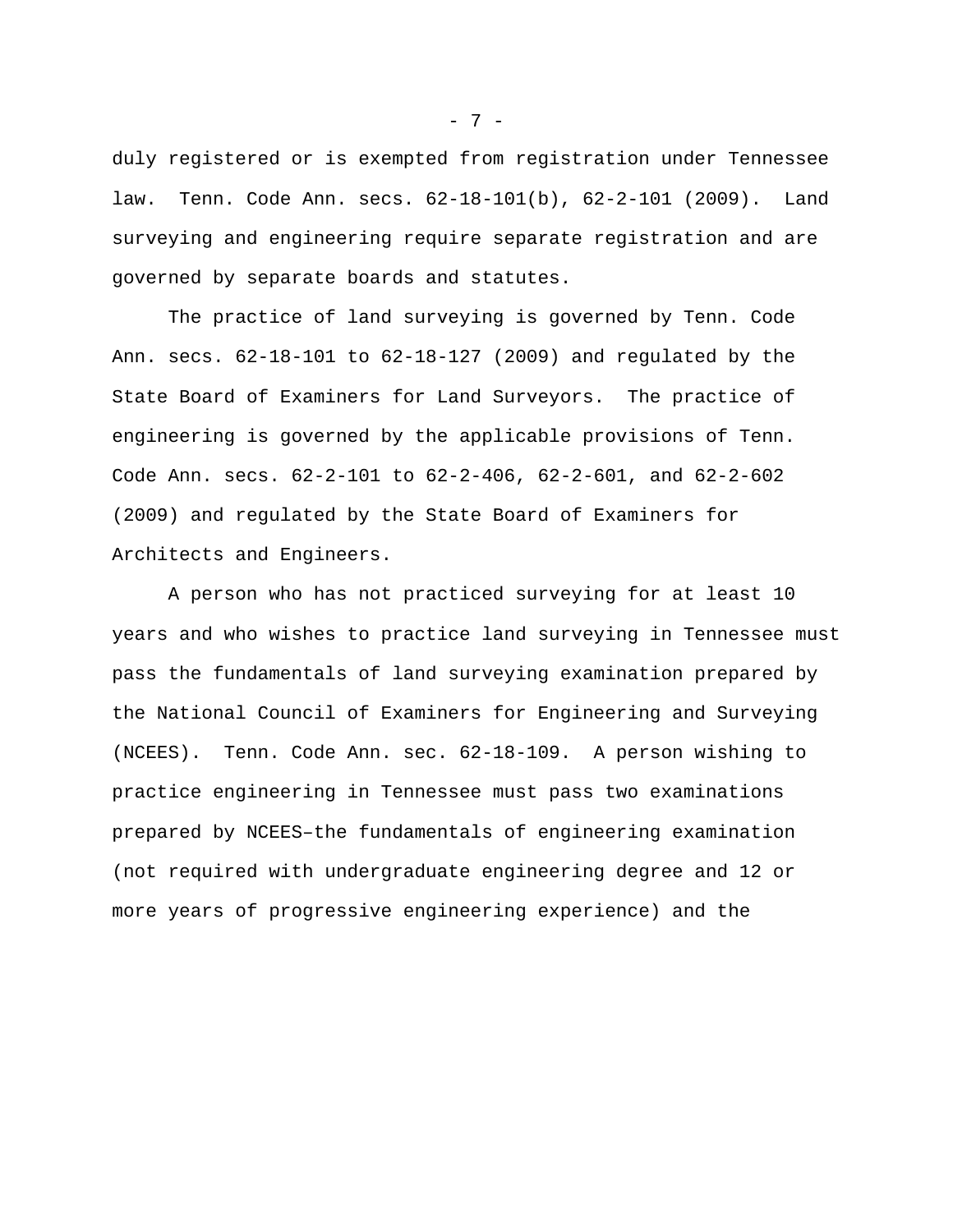duly registered or is exempted from registration under Tennessee law. Tenn. Code Ann. secs. 62-18-101(b), 62-2-101 (2009). Land surveying and engineering require separate registration and are governed by separate boards and statutes.

The practice of land surveying is governed by Tenn. Code Ann. secs. 62-18-101 to 62-18-127 (2009) and regulated by the State Board of Examiners for Land Surveyors. The practice of engineering is governed by the applicable provisions of Tenn. Code Ann. secs. 62-2-101 to 62-2-406, 62-2-601, and 62-2-602 (2009) and regulated by the State Board of Examiners for Architects and Engineers.

A person who has not practiced surveying for at least 10 years and who wishes to practice land surveying in Tennessee must pass the fundamentals of land surveying examination prepared by the National Council of Examiners for Engineering and Surveying (NCEES). Tenn. Code Ann. sec. 62-18-109. A person wishing to practice engineering in Tennessee must pass two examinations prepared by NCEES–the fundamentals of engineering examination (not required with undergraduate engineering degree and 12 or more years of progressive engineering experience) and the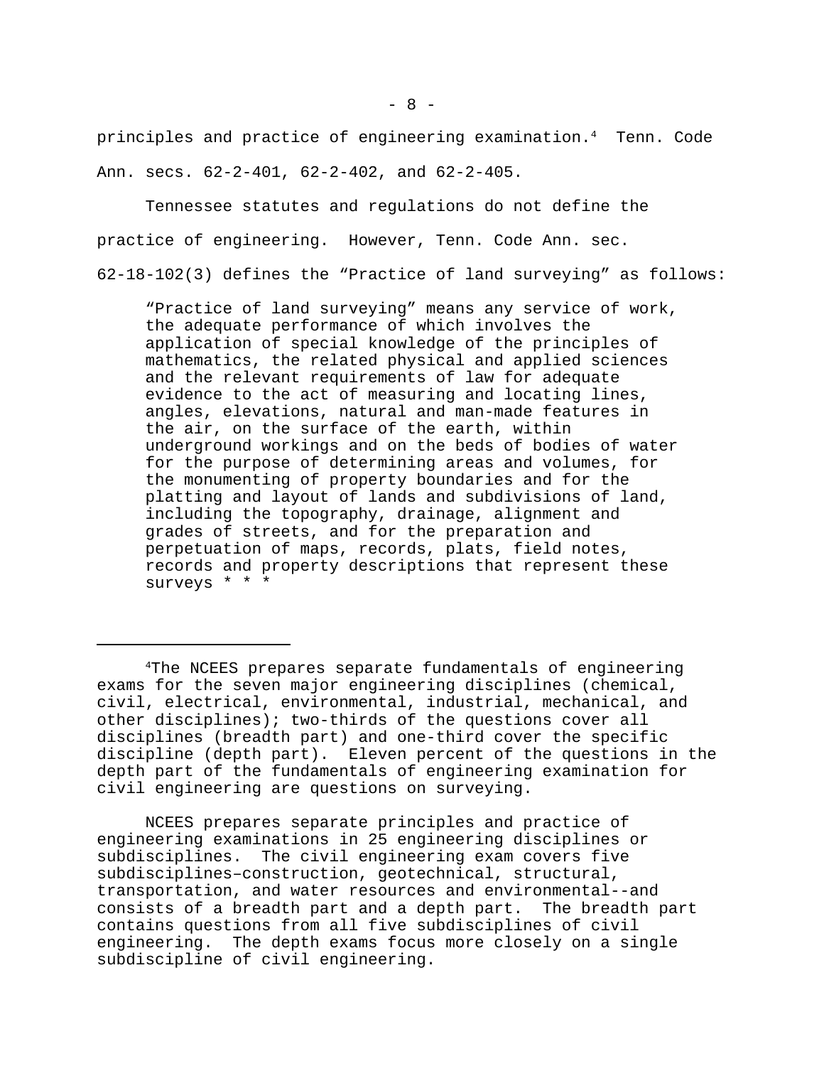principles and practice of engineering examination.[4] Tenn. Code Ann. secs. 62-2-401, 62-2-402, and 62-2-405.

Tennessee statutes and regulations do not define the practice of engineering. However, Tenn. Code Ann. sec. 62-18-102(3) defines the "Practice of land surveying" as follows:

> "Practice of land surveying" means any service of work, the adequate performance of which involves the application of special knowledge of the principles of mathematics, the related physical and applied sciences and the relevant requirements of law for adequate evidence to the act of measuring and locating lines, angles, elevations, natural and man-made features in the air, on the surface of the earth, within underground workings and on the beds of bodies of water for the purpose of determining areas and volumes, for the monumenting of property boundaries and for the platting and layout of lands and subdivisions of land, including the topography, drainage, alignment and grades of streets, and for the preparation and perpetuation of maps, records, plats, field notes, records and property descriptions that represent these surveys * * *

---

[4]The NCEES prepares separate fundamentals of engineering exams for the seven major engineering disciplines (chemical, civil, electrical, environmental, industrial, mechanical, and other disciplines); two-thirds of the questions cover all disciplines (breadth part) and one-third cover the specific discipline (depth part). Eleven percent of the questions in the depth part of the fundamentals of engineering examination for civil engineering are questions on surveying.

NCEES prepares separate principles and practice of engineering examinations in 25 engineering disciplines or subdisciplines. The civil engineering exam covers five subdisciplines–construction, geotechnical, structural, transportation, and water resources and environmental--and consists of a breadth part and a depth part. The breadth part contains questions from all five subdisciplines of civil engineering. The depth exams focus more closely on a single subdiscipline of civil engineering.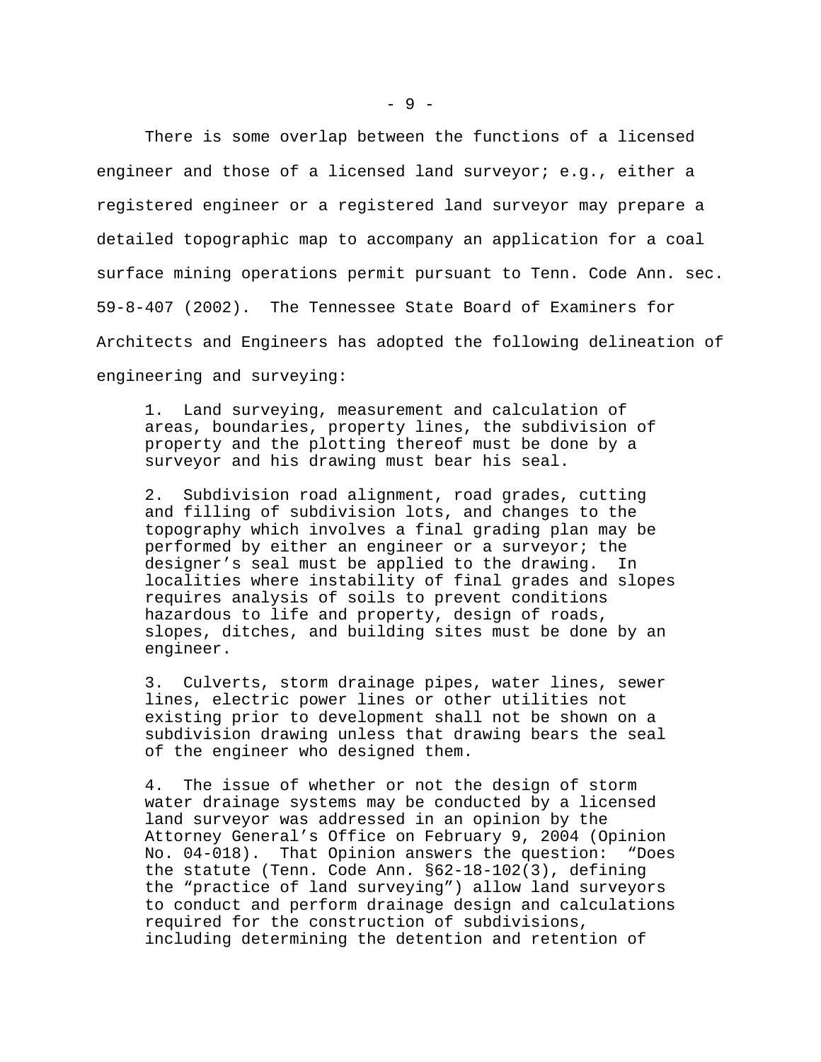There is some overlap between the functions of a licensed engineer and those of a licensed land surveyor; e.g., either a registered engineer or a registered land surveyor may prepare a detailed topographic map to accompany an application for a coal surface mining operations permit pursuant to Tenn. Code Ann. sec. 59-8-407 (2002). The Tennessee State Board of Examiners for Architects and Engineers has adopted the following delineation of engineering and surveying:

> 1. Land surveying, measurement and calculation of areas, boundaries, property lines, the subdivision of property and the plotting thereof must be done by a surveyor and his drawing must bear his seal.
>
> 2. Subdivision road alignment, road grades, cutting and filling of subdivision lots, and changes to the topography which involves a final grading plan may be performed by either an engineer or a surveyor; the designer's seal must be applied to the drawing. In localities where instability of final grades and slopes requires analysis of soils to prevent conditions hazardous to life and property, design of roads, slopes, ditches, and building sites must be done by an engineer.
>
> 3. Culverts, storm drainage pipes, water lines, sewer lines, electric power lines or other utilities not existing prior to development shall not be shown on a subdivision drawing unless that drawing bears the seal of the engineer who designed them.
>
> 4. The issue of whether or not the design of storm water drainage systems may be conducted by a licensed land surveyor was addressed in an opinion by the Attorney General's Office on February 9, 2004 (Opinion No. 04-018). That Opinion answers the question: "Does the statute (Tenn. Code Ann. §62-18-102(3), defining the "practice of land surveying") allow land surveyors to conduct and perform drainage design and calculations required for the construction of subdivisions, including determining the detention and retention of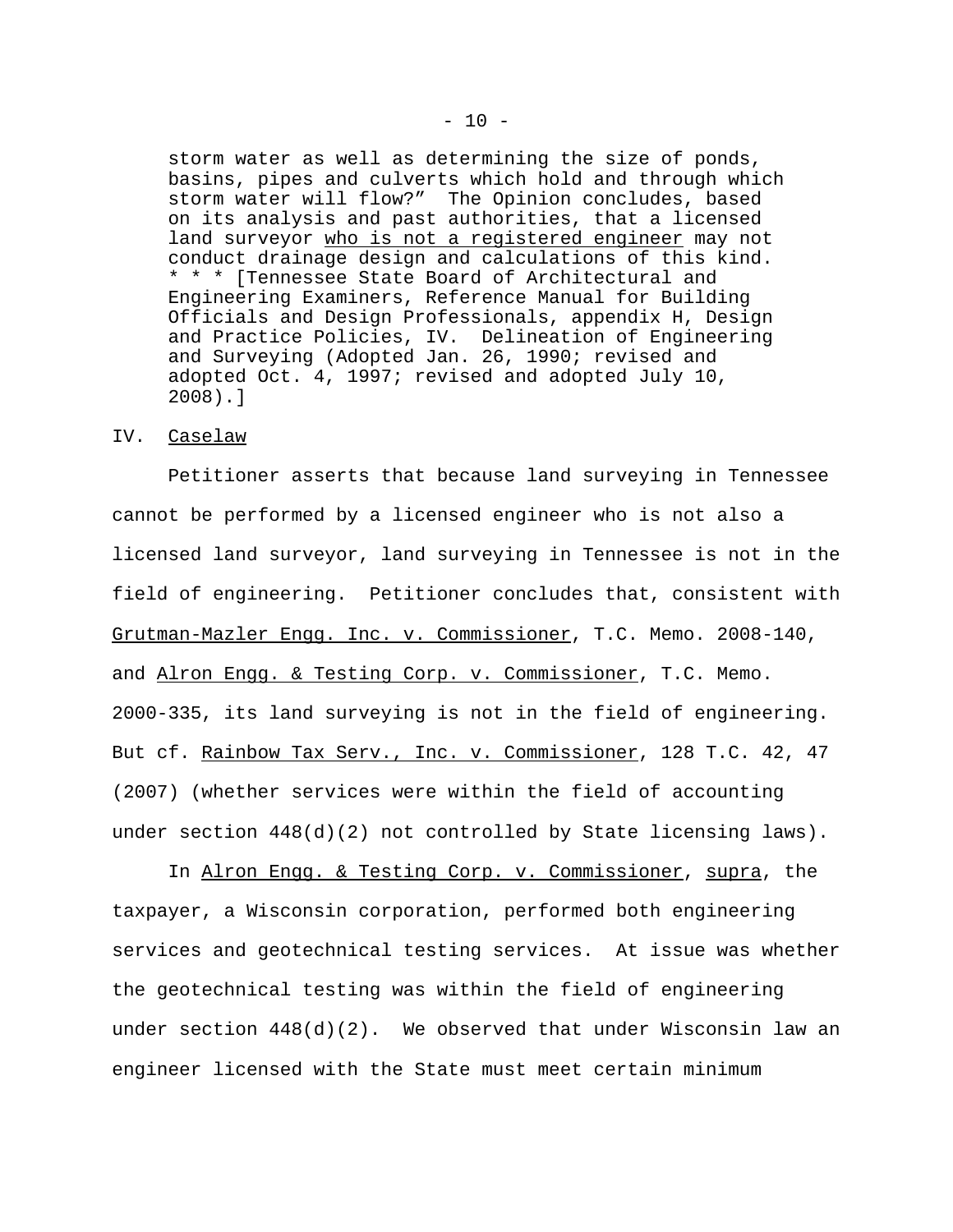> storm water as well as determining the size of ponds, basins, pipes and culverts which hold and through which storm water will flow?" The Opinion concludes, based on its analysis and past authorities, that a licensed land surveyor <u>who is not a registered engineer</u> may not conduct drainage design and calculations of this kind. * * * [Tennessee State Board of Architectural and Engineering Examiners, Reference Manual for Building Officials and Design Professionals, appendix H, Design and Practice Policies, IV. Delineation of Engineering and Surveying (Adopted Jan. 26, 1990; revised and adopted Oct. 4, 1997; revised and adopted July 10, 2008).]

## IV. <u>Caselaw</u>

Petitioner asserts that because land surveying in Tennessee cannot be performed by a licensed engineer who is not also a licensed land surveyor, land surveying in Tennessee is not in the field of engineering. Petitioner concludes that, consistent with <u>Grutman-Mazler Engg. Inc. v. Commissioner</u>, T.C. Memo. 2008-140, and <u>Alron Engg. & Testing Corp. v. Commissioner</u>, T.C. Memo. 2000-335, its land surveying is not in the field of engineering. But cf. <u>Rainbow Tax Serv., Inc. v. Commissioner</u>, 128 T.C. 42, 47 (2007) (whether services were within the field of accounting under section 448(d)(2) not controlled by State licensing laws).

In <u>Alron Engg. & Testing Corp. v. Commissioner</u>, <u>supra</u>, the taxpayer, a Wisconsin corporation, performed both engineering services and geotechnical testing services. At issue was whether the geotechnical testing was within the field of engineering under section 448(d)(2). We observed that under Wisconsin law an engineer licensed with the State must meet certain minimum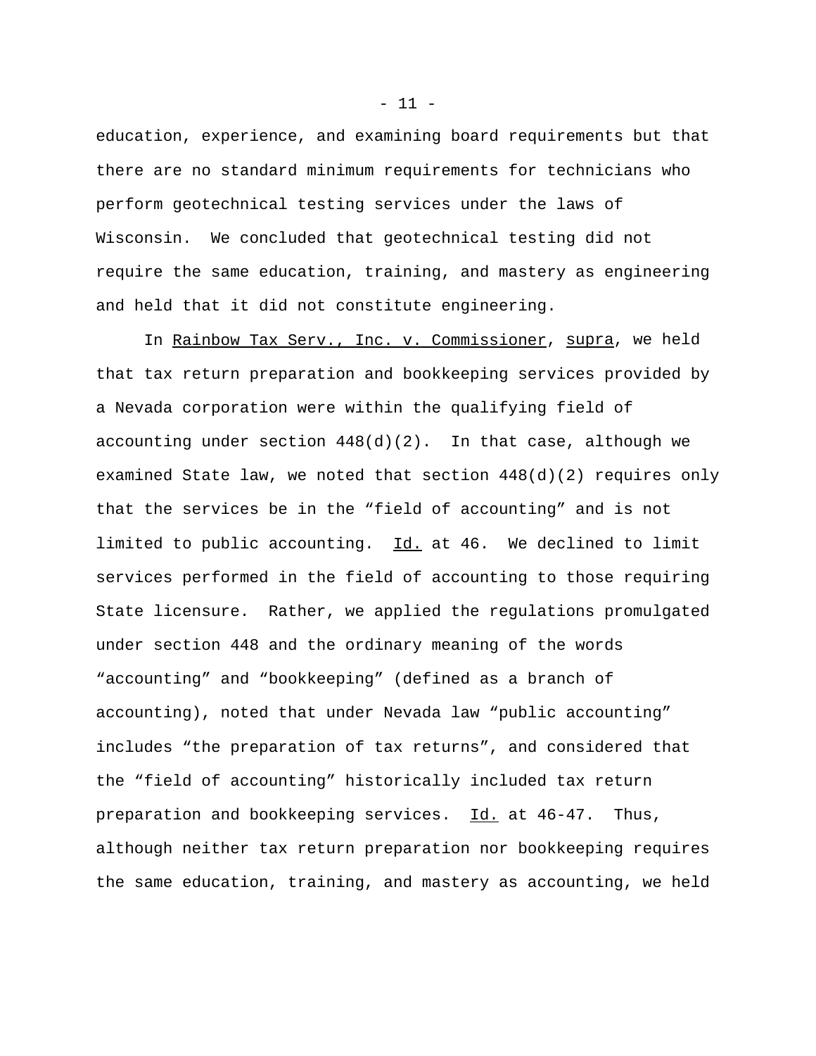education, experience, and examining board requirements but that there are no standard minimum requirements for technicians who perform geotechnical testing services under the laws of Wisconsin. We concluded that geotechnical testing did not require the same education, training, and mastery as engineering and held that it did not constitute engineering.

In Rainbow Tax Serv., Inc. v. Commissioner, supra, we held that tax return preparation and bookkeeping services provided by a Nevada corporation were within the qualifying field of accounting under section 448(d)(2). In that case, although we examined State law, we noted that section 448(d)(2) requires only that the services be in the "field of accounting" and is not limited to public accounting. Id. at 46. We declined to limit services performed in the field of accounting to those requiring State licensure. Rather, we applied the regulations promulgated under section 448 and the ordinary meaning of the words "accounting" and "bookkeeping" (defined as a branch of accounting), noted that under Nevada law "public accounting" includes "the preparation of tax returns", and considered that the "field of accounting" historically included tax return preparation and bookkeeping services. Id. at 46-47. Thus, although neither tax return preparation nor bookkeeping requires the same education, training, and mastery as accounting, we held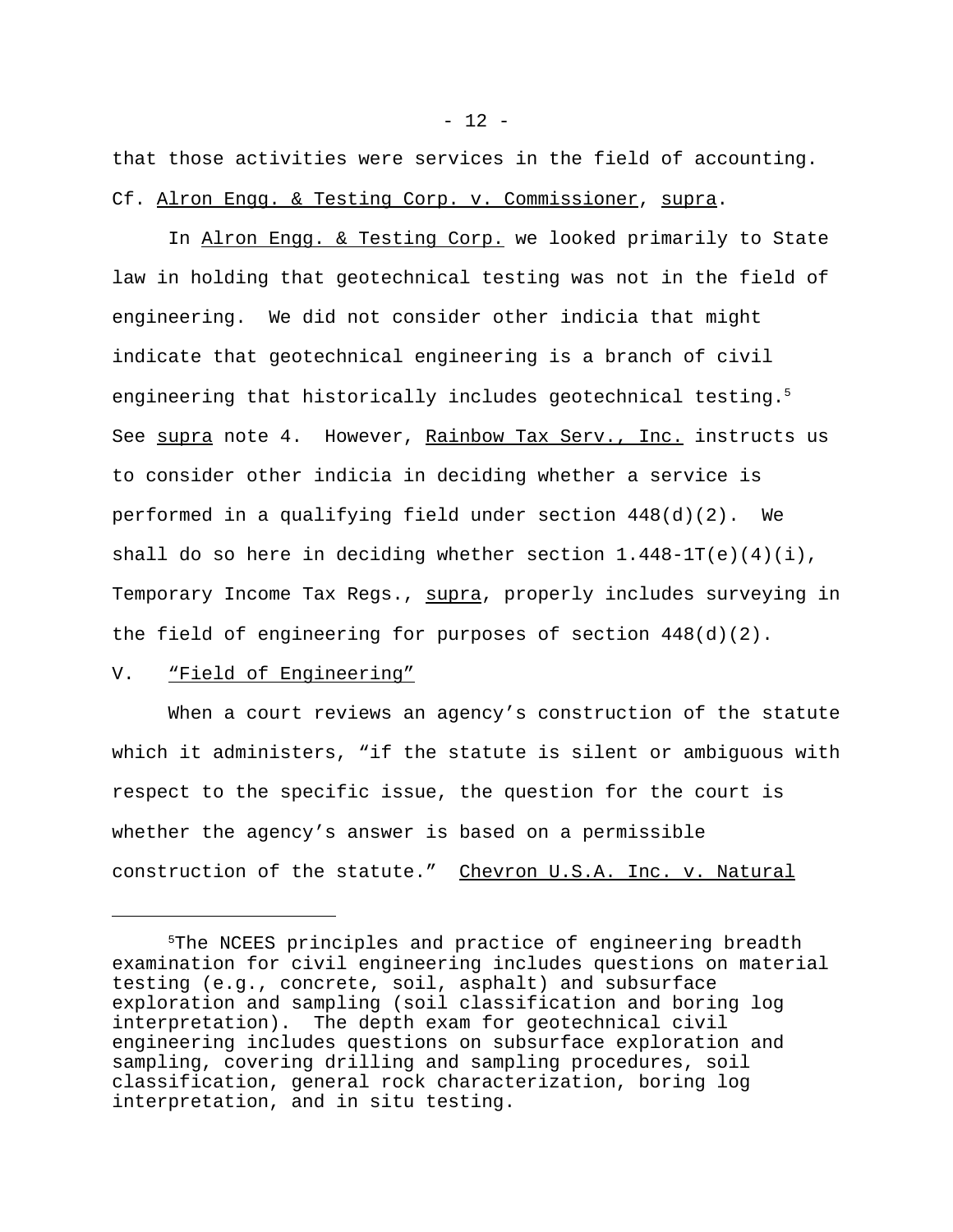that those activities were services in the field of accounting. Cf. Alron Engg. & Testing Corp. v. Commissioner, supra.

In Alron Engg. & Testing Corp. we looked primarily to State law in holding that geotechnical testing was not in the field of engineering. We did not consider other indicia that might indicate that geotechnical engineering is a branch of civil engineering that historically includes geotechnical testing.[5] See supra note 4. However, Rainbow Tax Serv., Inc. instructs us to consider other indicia in deciding whether a service is performed in a qualifying field under section 448(d)(2). We shall do so here in deciding whether section 1.448-1T(e)(4)(i), Temporary Income Tax Regs., supra, properly includes surveying in the field of engineering for purposes of section 448(d)(2).

## V. "Field of Engineering"

When a court reviews an agency's construction of the statute which it administers, "if the statute is silent or ambiguous with respect to the specific issue, the question for the court is whether the agency's answer is based on a permissible construction of the statute." Chevron U.S.A. Inc. v. Natural

---

[5]The NCEES principles and practice of engineering breadth examination for civil engineering includes questions on material testing (e.g., concrete, soil, asphalt) and subsurface exploration and sampling (soil classification and boring log interpretation). The depth exam for geotechnical civil engineering includes questions on subsurface exploration and sampling, covering drilling and sampling procedures, soil classification, general rock characterization, boring log interpretation, and in situ testing.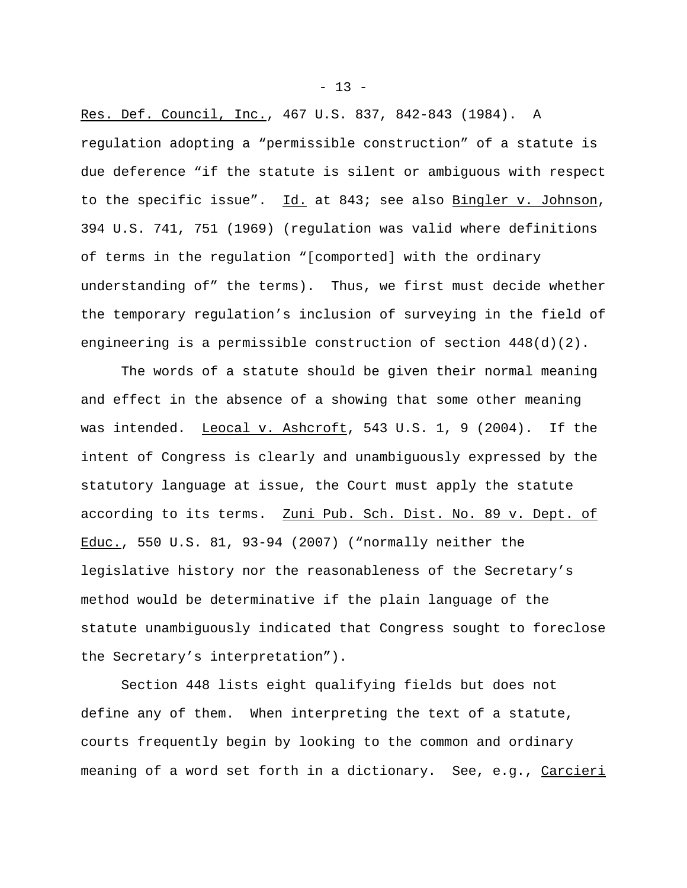Res. Def. Council, Inc., 467 U.S. 837, 842-843 (1984). A regulation adopting a “permissible construction” of a statute is due deference “if the statute is silent or ambiguous with respect to the specific issue”. Id. at 843; see also Bingler v. Johnson, 394 U.S. 741, 751 (1969) (regulation was valid where definitions of terms in the regulation “[comported] with the ordinary understanding of” the terms). Thus, we first must decide whether the temporary regulation’s inclusion of surveying in the field of engineering is a permissible construction of section 448(d)(2).

The words of a statute should be given their normal meaning and effect in the absence of a showing that some other meaning was intended. Leocal v. Ashcroft, 543 U.S. 1, 9 (2004). If the intent of Congress is clearly and unambiguously expressed by the statutory language at issue, the Court must apply the statute according to its terms. Zuni Pub. Sch. Dist. No. 89 v. Dept. of Educ., 550 U.S. 81, 93-94 (2007) (“normally neither the legislative history nor the reasonableness of the Secretary’s method would be determinative if the plain language of the statute unambiguously indicated that Congress sought to foreclose the Secretary’s interpretation”).

Section 448 lists eight qualifying fields but does not define any of them. When interpreting the text of a statute, courts frequently begin by looking to the common and ordinary meaning of a word set forth in a dictionary. See, e.g., Carcieri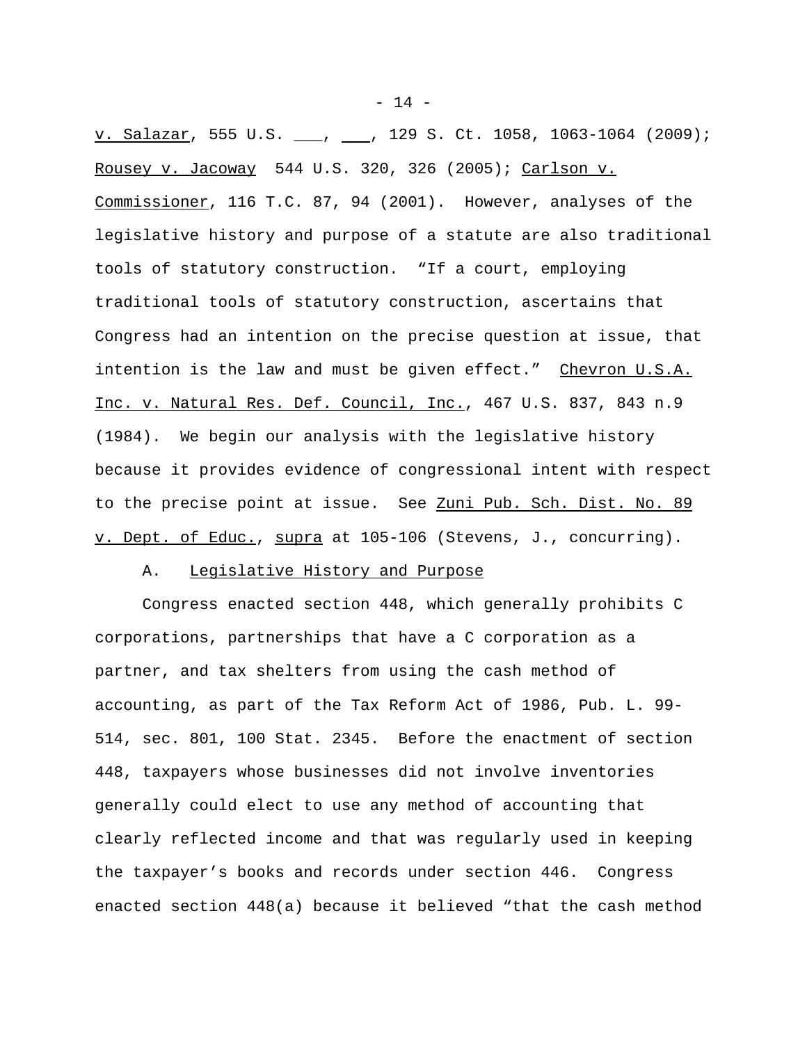v. Salazar, 555 U.S. ___, ___, 129 S. Ct. 1058, 1063-1064 (2009); Rousey v. Jacoway 544 U.S. 320, 326 (2005); Carlson v. Commissioner, 116 T.C. 87, 94 (2001). However, analyses of the legislative history and purpose of a statute are also traditional tools of statutory construction. "If a court, employing traditional tools of statutory construction, ascertains that Congress had an intention on the precise question at issue, that intention is the law and must be given effect." Chevron U.S.A. Inc. v. Natural Res. Def. Council, Inc., 467 U.S. 837, 843 n.9 (1984). We begin our analysis with the legislative history because it provides evidence of congressional intent with respect to the precise point at issue. See Zuni Pub. Sch. Dist. No. 89 v. Dept. of Educ., supra at 105-106 (Stevens, J., concurring).

A. Legislative History and Purpose

Congress enacted section 448, which generally prohibits C corporations, partnerships that have a C corporation as a partner, and tax shelters from using the cash method of accounting, as part of the Tax Reform Act of 1986, Pub. L. 99-514, sec. 801, 100 Stat. 2345. Before the enactment of section 448, taxpayers whose businesses did not involve inventories generally could elect to use any method of accounting that clearly reflected income and that was regularly used in keeping the taxpayer's books and records under section 446. Congress enacted section 448(a) because it believed "that the cash method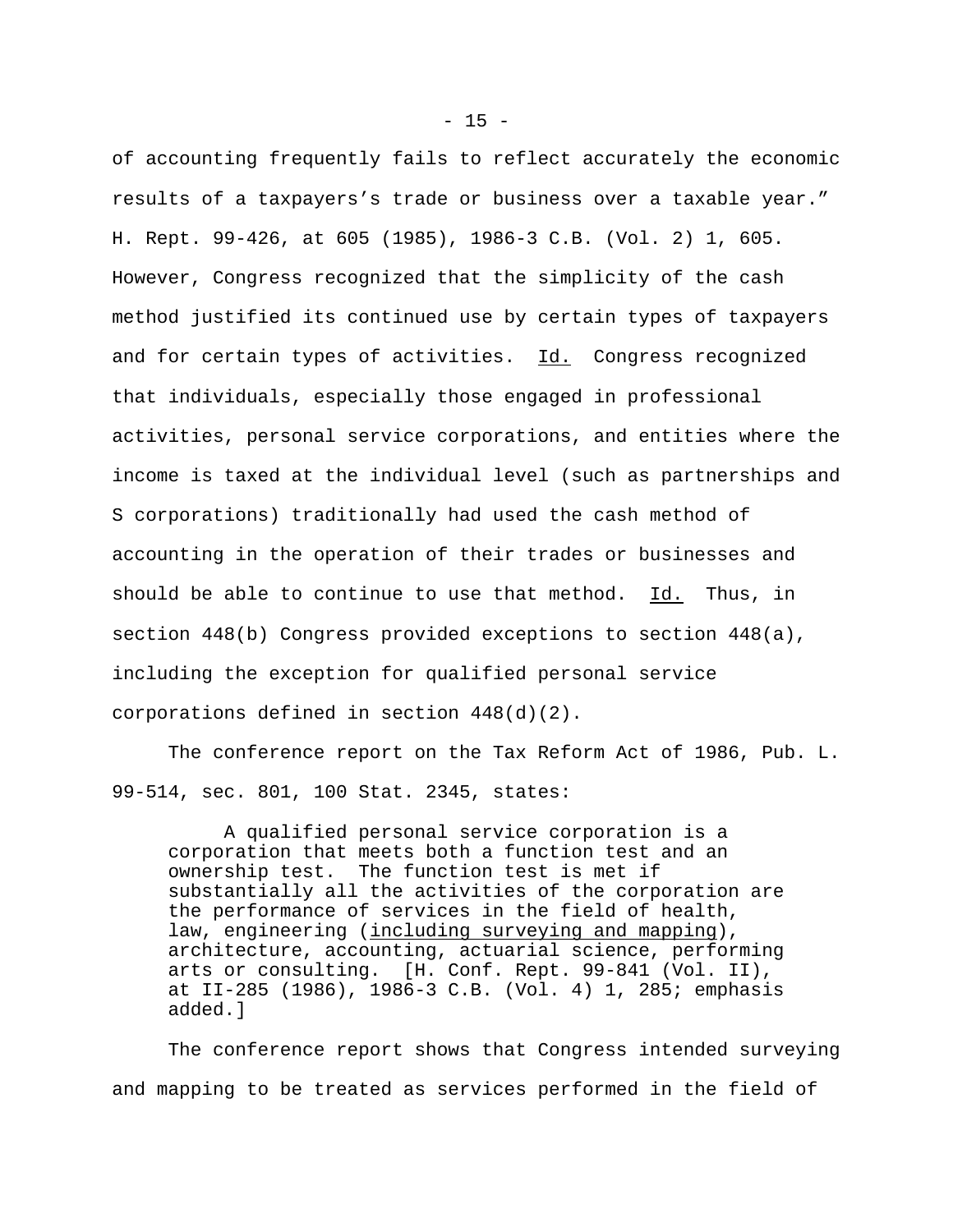of accounting frequently fails to reflect accurately the economic results of a taxpayers's trade or business over a taxable year." H. Rept. 99-426, at 605 (1985), 1986-3 C.B. (Vol. 2) 1, 605. However, Congress recognized that the simplicity of the cash method justified its continued use by certain types of taxpayers and for certain types of activities. Id. Congress recognized that individuals, especially those engaged in professional activities, personal service corporations, and entities where the income is taxed at the individual level (such as partnerships and S corporations) traditionally had used the cash method of accounting in the operation of their trades or businesses and should be able to continue to use that method. Id. Thus, in section 448(b) Congress provided exceptions to section 448(a), including the exception for qualified personal service corporations defined in section 448(d)(2).

The conference report on the Tax Reform Act of 1986, Pub. L. 99-514, sec. 801, 100 Stat. 2345, states:

> A qualified personal service corporation is a corporation that meets both a function test and an ownership test. The function test is met if substantially all the activities of the corporation are the performance of services in the field of health, law, engineering (including surveying and mapping), architecture, accounting, actuarial science, performing arts or consulting. [H. Conf. Rept. 99-841 (Vol. II), at II-285 (1986), 1986-3 C.B. (Vol. 4) 1, 285; emphasis added.]

The conference report shows that Congress intended surveying and mapping to be treated as services performed in the field of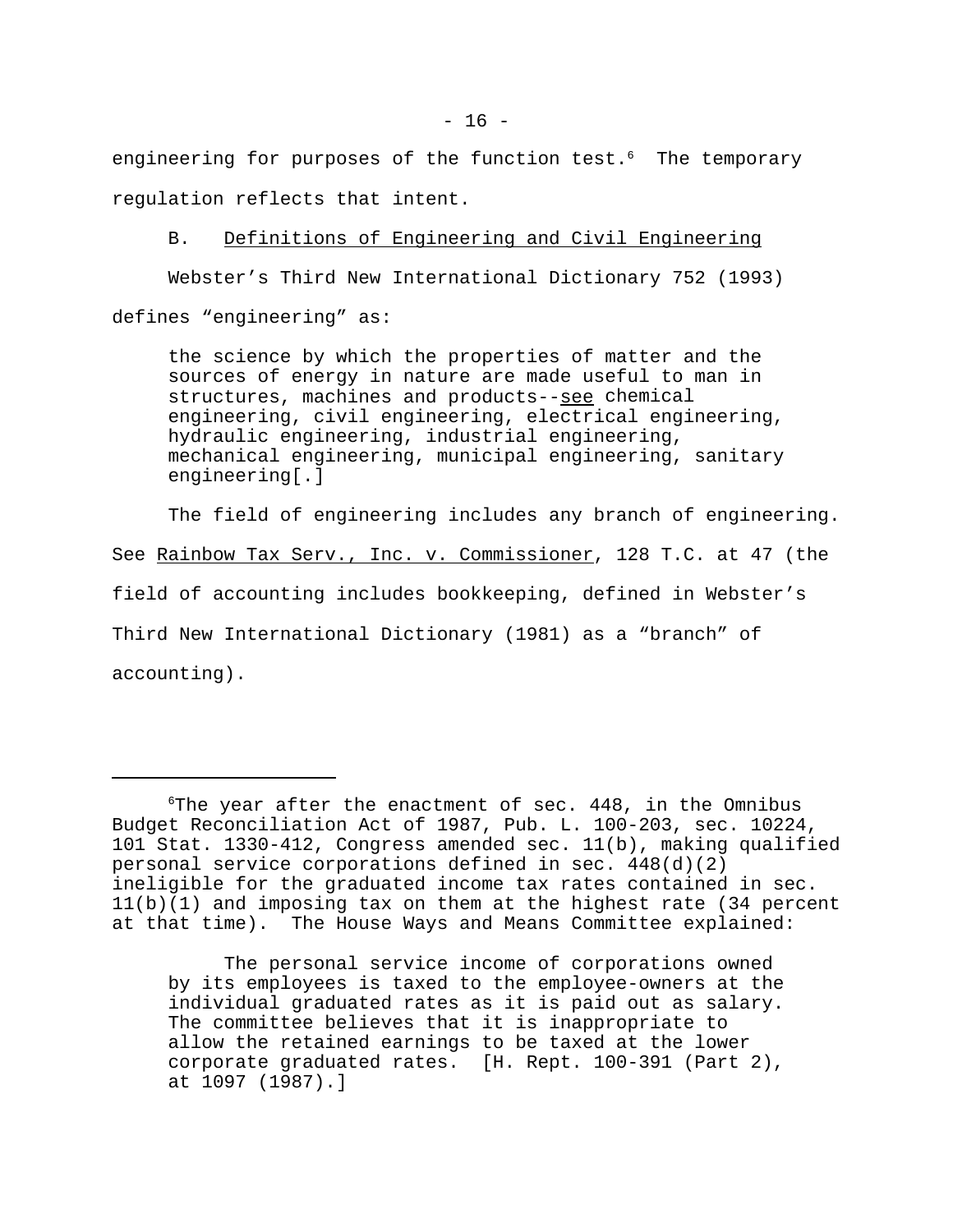engineering for purposes of the function test.[6] The temporary regulation reflects that intent.

B. Definitions of Engineering and Civil Engineering

Webster's Third New International Dictionary 752 (1993) defines "engineering" as:

> the science by which the properties of matter and the sources of energy in nature are made useful to man in structures, machines and products--see chemical engineering, civil engineering, electrical engineering, hydraulic engineering, industrial engineering, mechanical engineering, municipal engineering, sanitary engineering[.]

The field of engineering includes any branch of engineering. See Rainbow Tax Serv., Inc. v. Commissioner, 128 T.C. at 47 (the field of accounting includes bookkeeping, defined in Webster's Third New International Dictionary (1981) as a "branch" of accounting).

---

[6]The year after the enactment of sec. 448, in the Omnibus Budget Reconciliation Act of 1987, Pub. L. 100-203, sec. 10224, 101 Stat. 1330-412, Congress amended sec. 11(b), making qualified personal service corporations defined in sec. 448(d)(2) ineligible for the graduated income tax rates contained in sec. 11(b)(1) and imposing tax on them at the highest rate (34 percent at that time). The House Ways and Means Committee explained:

> The personal service income of corporations owned by its employees is taxed to the employee-owners at the individual graduated rates as it is paid out as salary. The committee believes that it is inappropriate to allow the retained earnings to be taxed at the lower corporate graduated rates. [H. Rept. 100-391 (Part 2), at 1097 (1987).]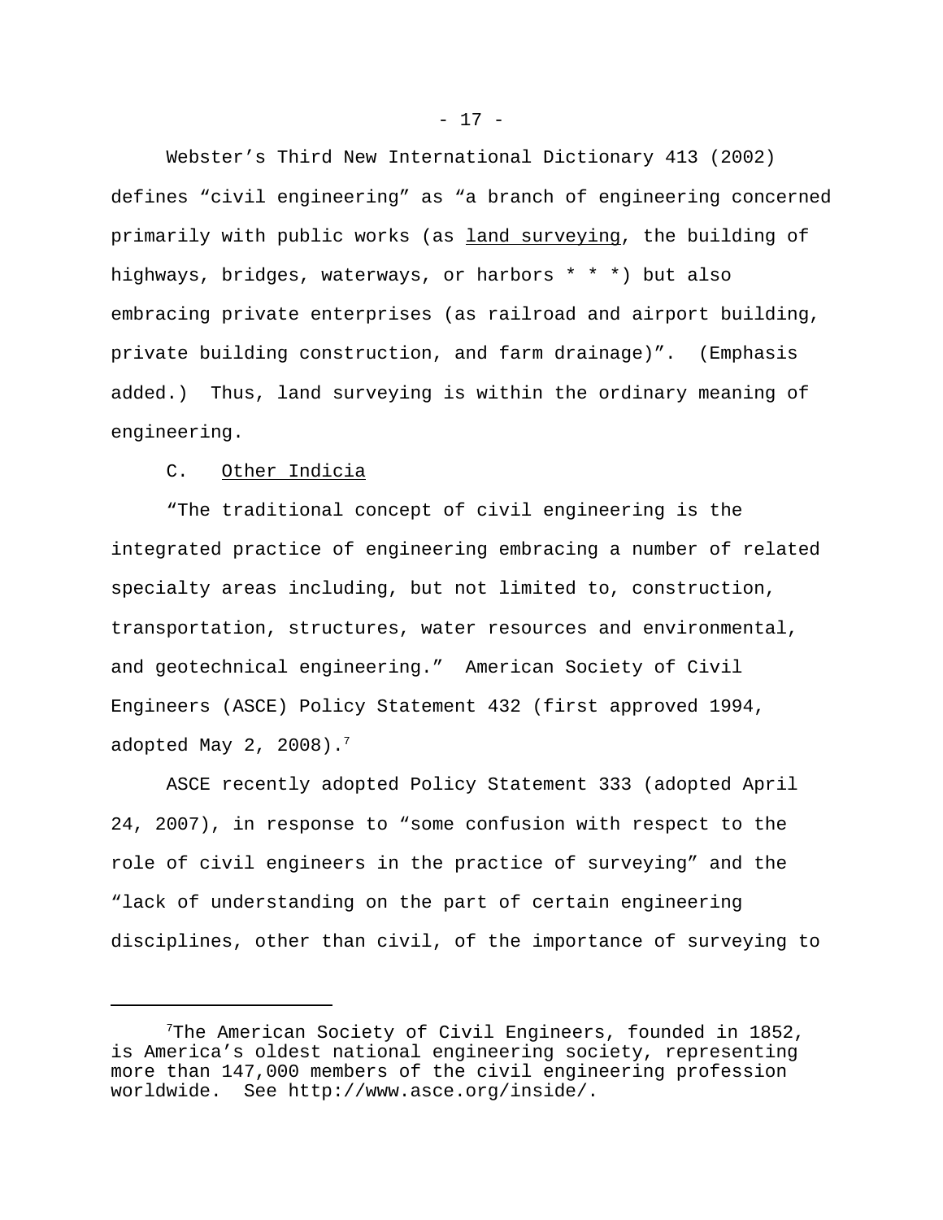Webster's Third New International Dictionary 413 (2002) defines "civil engineering" as "a branch of engineering concerned primarily with public works (as <u>land surveying</u>, the building of highways, bridges, waterways, or harbors * * *) but also embracing private enterprises (as railroad and airport building, private building construction, and farm drainage)". (Emphasis added.) Thus, land surveying is within the ordinary meaning of engineering.

C. <u>Other Indicia</u>

"The traditional concept of civil engineering is the integrated practice of engineering embracing a number of related specialty areas including, but not limited to, construction, transportation, structures, water resources and environmental, and geotechnical engineering." American Society of Civil Engineers (ASCE) Policy Statement 432 (first approved 1994, adopted May 2, 2008).[7]

ASCE recently adopted Policy Statement 333 (adopted April 24, 2007), in response to "some confusion with respect to the role of civil engineers in the practice of surveying" and the "lack of understanding on the part of certain engineering disciplines, other than civil, of the importance of surveying to

---

[7]The American Society of Civil Engineers, founded in 1852, is America's oldest national engineering society, representing more than 147,000 members of the civil engineering profession worldwide. See http://www.asce.org/inside/.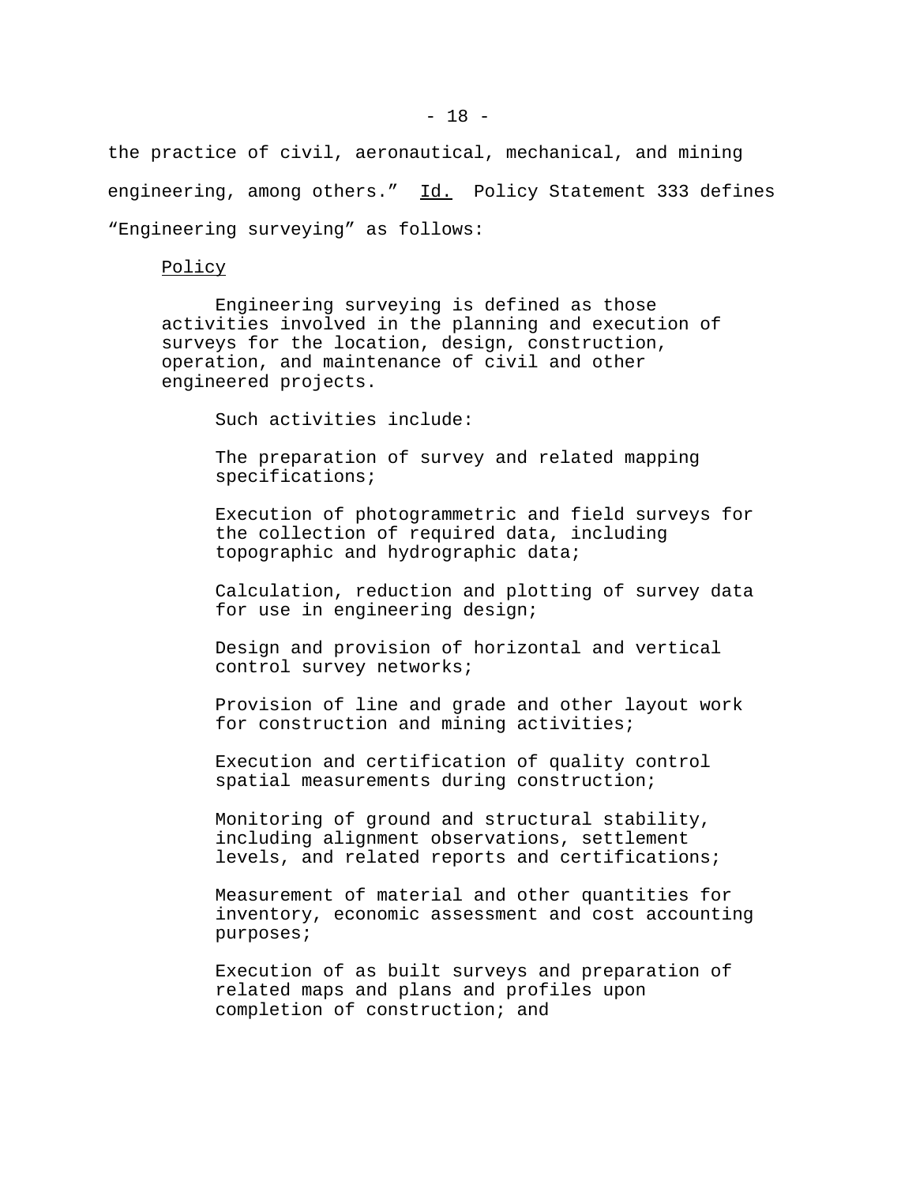the practice of civil, aeronautical, mechanical, and mining engineering, among others." Id. Policy Statement 333 defines "Engineering surveying" as follows:

> Policy
>
> Engineering surveying is defined as those activities involved in the planning and execution of surveys for the location, design, construction, operation, and maintenance of civil and other engineered projects.
>
> Such activities include:
>
> The preparation of survey and related mapping specifications;
>
> Execution of photogrammetric and field surveys for the collection of required data, including topographic and hydrographic data;
>
> Calculation, reduction and plotting of survey data for use in engineering design;
>
> Design and provision of horizontal and vertical control survey networks;
>
> Provision of line and grade and other layout work for construction and mining activities;
>
> Execution and certification of quality control spatial measurements during construction;
>
> Monitoring of ground and structural stability, including alignment observations, settlement levels, and related reports and certifications;
>
> Measurement of material and other quantities for inventory, economic assessment and cost accounting purposes;
>
> Execution of as built surveys and preparation of related maps and plans and profiles upon completion of construction; and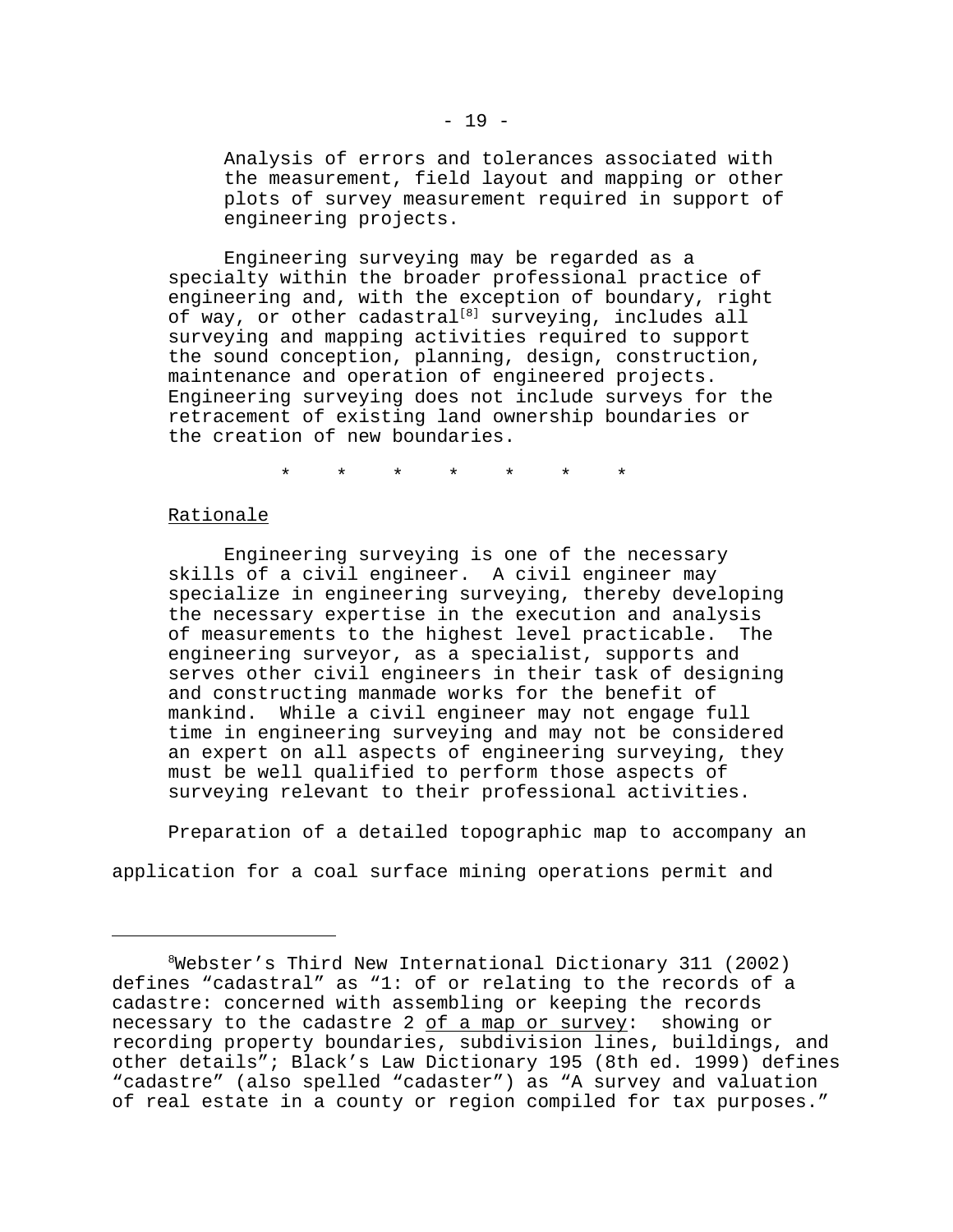> Analysis of errors and tolerances associated with the measurement, field layout and mapping or other plots of survey measurement required in support of engineering projects.
>
> Engineering surveying may be regarded as a specialty within the broader professional practice of engineering and, with the exception of boundary, right of way, or other cadastral[8] surveying, includes all surveying and mapping activities required to support the sound conception, planning, design, construction, maintenance and operation of engineered projects. Engineering surveying does not include surveys for the retracement of existing land ownership boundaries or the creation of new boundaries.
>
> \* \* \* \* \* \* \*
>
> <u>Rationale</u>
>
> Engineering surveying is one of the necessary skills of a civil engineer. A civil engineer may specialize in engineering surveying, thereby developing the necessary expertise in the execution and analysis of measurements to the highest level practicable. The engineering surveyor, as a specialist, supports and serves other civil engineers in their task of designing and constructing manmade works for the benefit of mankind. While a civil engineer may not engage full time in engineering surveying and may not be considered an expert on all aspects of engineering surveying, they must be well qualified to perform those aspects of surveying relevant to their professional activities.

Preparation of a detailed topographic map to accompany an application for a coal surface mining operations permit and

---

[8]Webster's Third New International Dictionary 311 (2002) defines "cadastral" as "1: of or relating to the records of a cadastre: concerned with assembling or keeping the records necessary to the cadastre 2 <u>of a map or survey</u>: showing or recording property boundaries, subdivision lines, buildings, and other details"; Black's Law Dictionary 195 (8th ed. 1999) defines "cadastre" (also spelled "cadaster") as "A survey and valuation of real estate in a county or region compiled for tax purposes."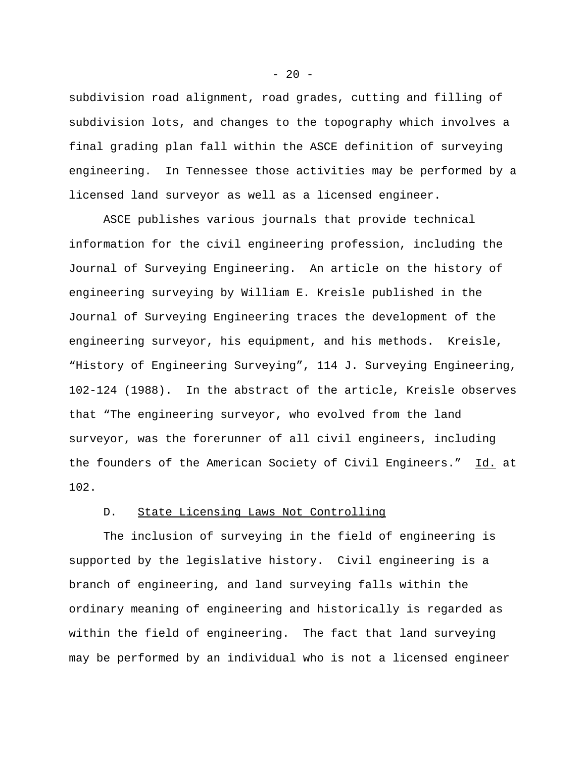subdivision road alignment, road grades, cutting and filling of subdivision lots, and changes to the topography which involves a final grading plan fall within the ASCE definition of surveying engineering. In Tennessee those activities may be performed by a licensed land surveyor as well as a licensed engineer.

ASCE publishes various journals that provide technical information for the civil engineering profession, including the Journal of Surveying Engineering. An article on the history of engineering surveying by William E. Kreisle published in the Journal of Surveying Engineering traces the development of the engineering surveyor, his equipment, and his methods. Kreisle, "History of Engineering Surveying", 114 J. Surveying Engineering, 102-124 (1988). In the abstract of the article, Kreisle observes that "The engineering surveyor, who evolved from the land surveyor, was the forerunner of all civil engineers, including the founders of the American Society of Civil Engineers." Id. at 102.

D. State Licensing Laws Not Controlling

The inclusion of surveying in the field of engineering is supported by the legislative history. Civil engineering is a branch of engineering, and land surveying falls within the ordinary meaning of engineering and historically is regarded as within the field of engineering. The fact that land surveying may be performed by an individual who is not a licensed engineer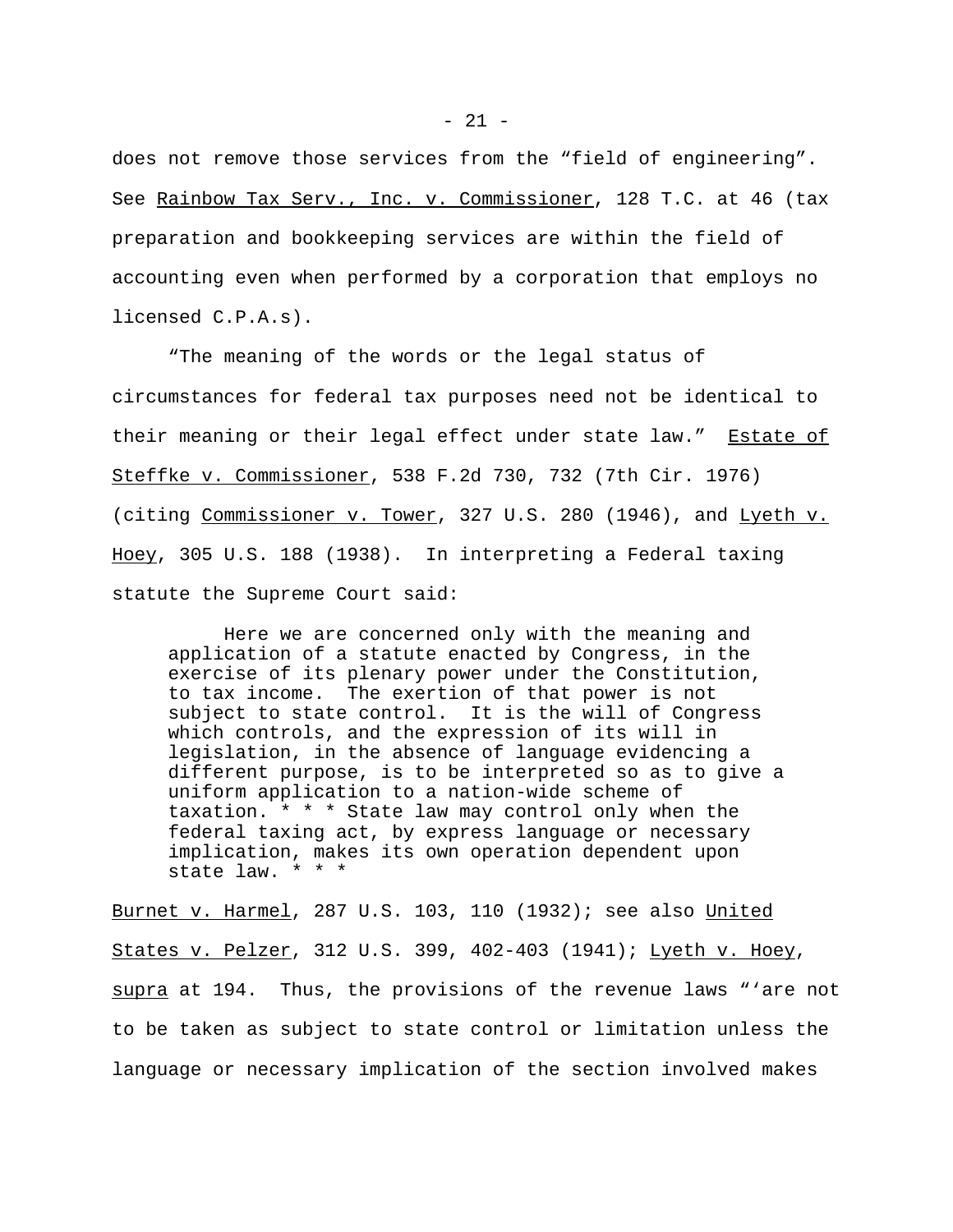does not remove those services from the “field of engineering”. See Rainbow Tax Serv., Inc. v. Commissioner, 128 T.C. at 46 (tax preparation and bookkeeping services are within the field of accounting even when performed by a corporation that employs no licensed C.P.A.s).

“The meaning of the words or the legal status of circumstances for federal tax purposes need not be identical to their meaning or their legal effect under state law.” Estate of Steffke v. Commissioner, 538 F.2d 730, 732 (7th Cir. 1976) (citing Commissioner v. Tower, 327 U.S. 280 (1946), and Lyeth v. Hoey, 305 U.S. 188 (1938). In interpreting a Federal taxing statute the Supreme Court said:

> Here we are concerned only with the meaning and application of a statute enacted by Congress, in the exercise of its plenary power under the Constitution, to tax income. The exertion of that power is not subject to state control. It is the will of Congress which controls, and the expression of its will in legislation, in the absence of language evidencing a different purpose, is to be interpreted so as to give a uniform application to a nation-wide scheme of taxation. * * * State law may control only when the federal taxing act, by express language or necessary implication, makes its own operation dependent upon state law. * * *

Burnet v. Harmel, 287 U.S. 103, 110 (1932); see also United States v. Pelzer, 312 U.S. 399, 402-403 (1941); Lyeth v. Hoey, supra at 194. Thus, the provisions of the revenue laws “‘are not to be taken as subject to state control or limitation unless the language or necessary implication of the section involved makes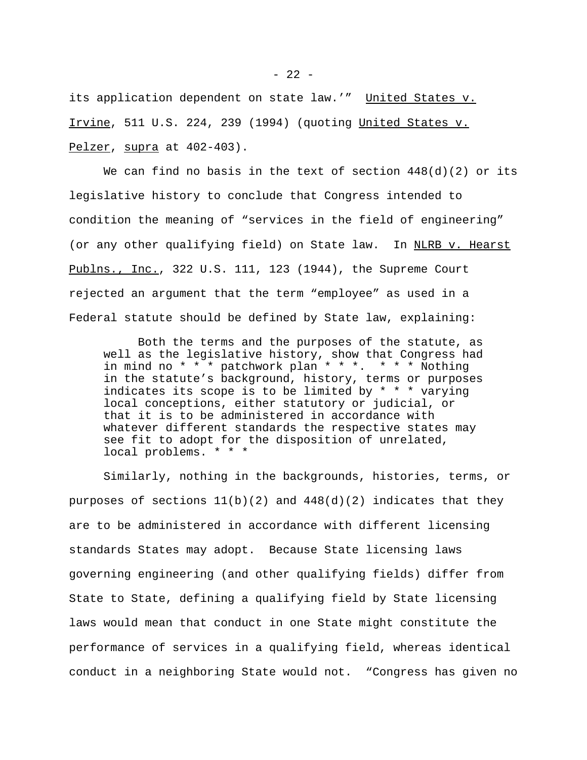its application dependent on state law.'" United States v. Irvine, 511 U.S. 224, 239 (1994) (quoting United States v. Pelzer, supra at 402-403).

We can find no basis in the text of section 448(d)(2) or its legislative history to conclude that Congress intended to condition the meaning of "services in the field of engineering" (or any other qualifying field) on State law. In NLRB v. Hearst Publns., Inc., 322 U.S. 111, 123 (1944), the Supreme Court rejected an argument that the term "employee" as used in a Federal statute should be defined by State law, explaining:

> Both the terms and the purposes of the statute, as well as the legislative history, show that Congress had in mind no * * * patchwork plan * * *. * * * Nothing in the statute's background, history, terms or purposes indicates its scope is to be limited by * * * varying local conceptions, either statutory or judicial, or that it is to be administered in accordance with whatever different standards the respective states may see fit to adopt for the disposition of unrelated, local problems. * * *

Similarly, nothing in the backgrounds, histories, terms, or purposes of sections 11(b)(2) and 448(d)(2) indicates that they are to be administered in accordance with different licensing standards States may adopt. Because State licensing laws governing engineering (and other qualifying fields) differ from State to State, defining a qualifying field by State licensing laws would mean that conduct in one State might constitute the performance of services in a qualifying field, whereas identical conduct in a neighboring State would not. "Congress has given no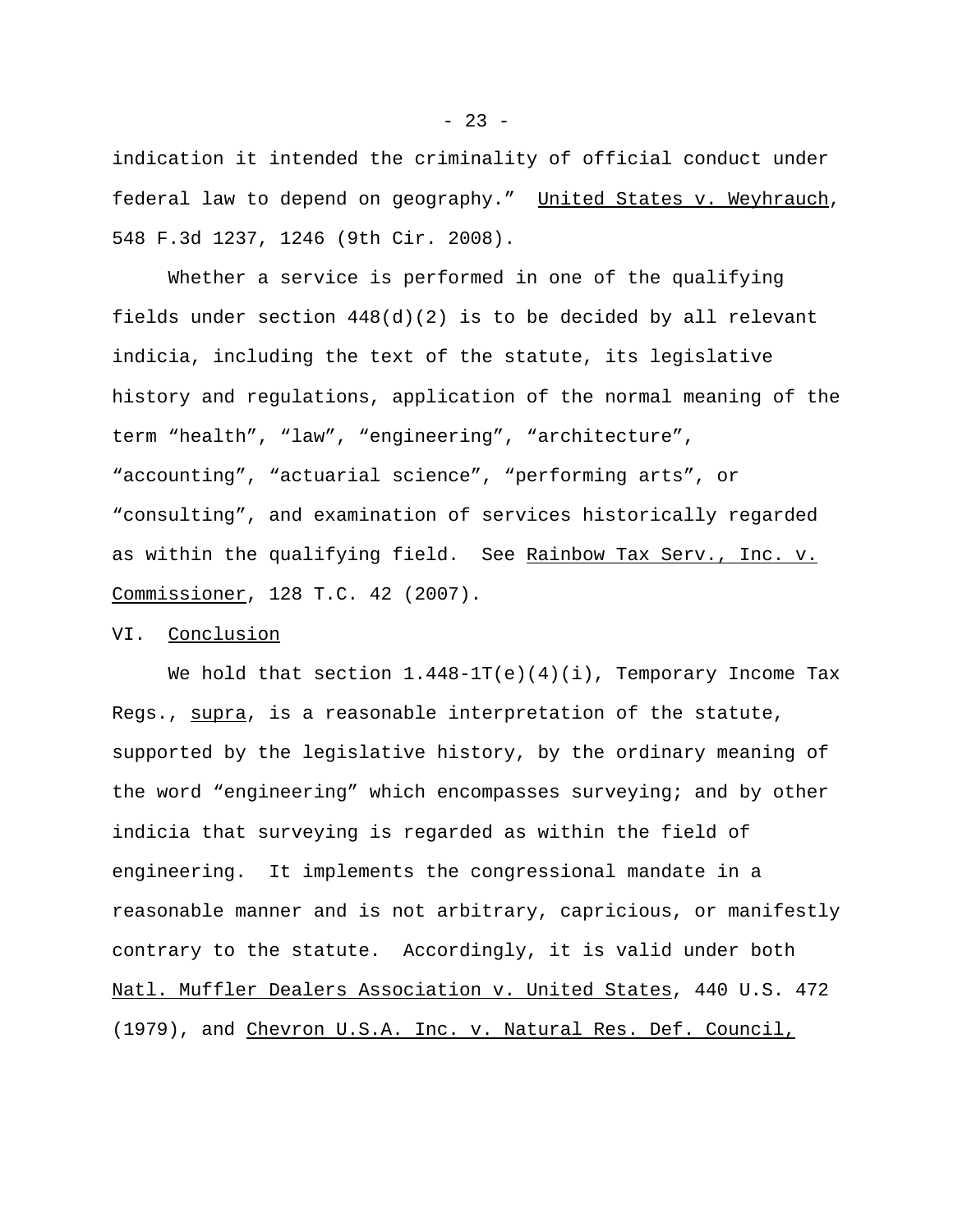indication it intended the criminality of official conduct under federal law to depend on geography." United States v. Weyhrauch, 548 F.3d 1237, 1246 (9th Cir. 2008).

Whether a service is performed in one of the qualifying fields under section 448(d)(2) is to be decided by all relevant indicia, including the text of the statute, its legislative history and regulations, application of the normal meaning of the term "health", "law", "engineering", "architecture", "accounting", "actuarial science", "performing arts", or "consulting", and examination of services historically regarded as within the qualifying field. See Rainbow Tax Serv., Inc. v. Commissioner, 128 T.C. 42 (2007).

VI. Conclusion

We hold that section 1.448-1T(e)(4)(i), Temporary Income Tax Regs., supra, is a reasonable interpretation of the statute, supported by the legislative history, by the ordinary meaning of the word "engineering" which encompasses surveying; and by other indicia that surveying is regarded as within the field of engineering. It implements the congressional mandate in a reasonable manner and is not arbitrary, capricious, or manifestly contrary to the statute. Accordingly, it is valid under both Natl. Muffler Dealers Association v. United States, 440 U.S. 472 (1979), and Chevron U.S.A. Inc. v. Natural Res. Def. Council,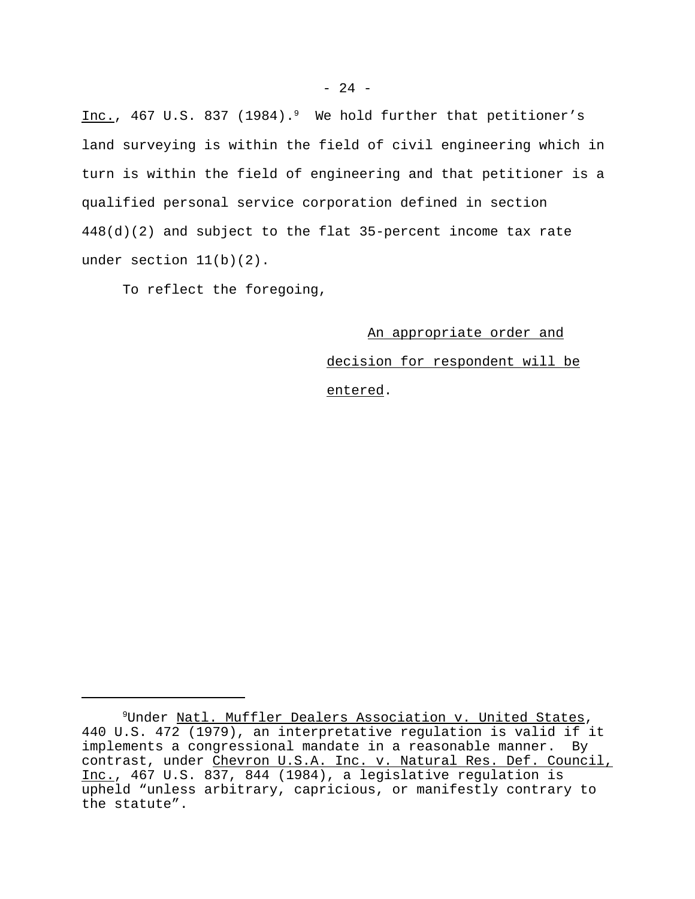Inc., 467 U.S. 837 (1984).[9] We hold further that petitioner's land surveying is within the field of civil engineering which in turn is within the field of engineering and that petitioner is a qualified personal service corporation defined in section 448(d)(2) and subject to the flat 35-percent income tax rate under section 11(b)(2).

To reflect the foregoing,

An appropriate order and decision for respondent will be entered.

---

[9]Under Natl. Muffler Dealers Association v. United States, 440 U.S. 472 (1979), an interpretative regulation is valid if it implements a congressional mandate in a reasonable manner. By contrast, under Chevron U.S.A. Inc. v. Natural Res. Def. Council, Inc., 467 U.S. 837, 844 (1984), a legislative regulation is upheld "unless arbitrary, capricious, or manifestly contrary to the statute".